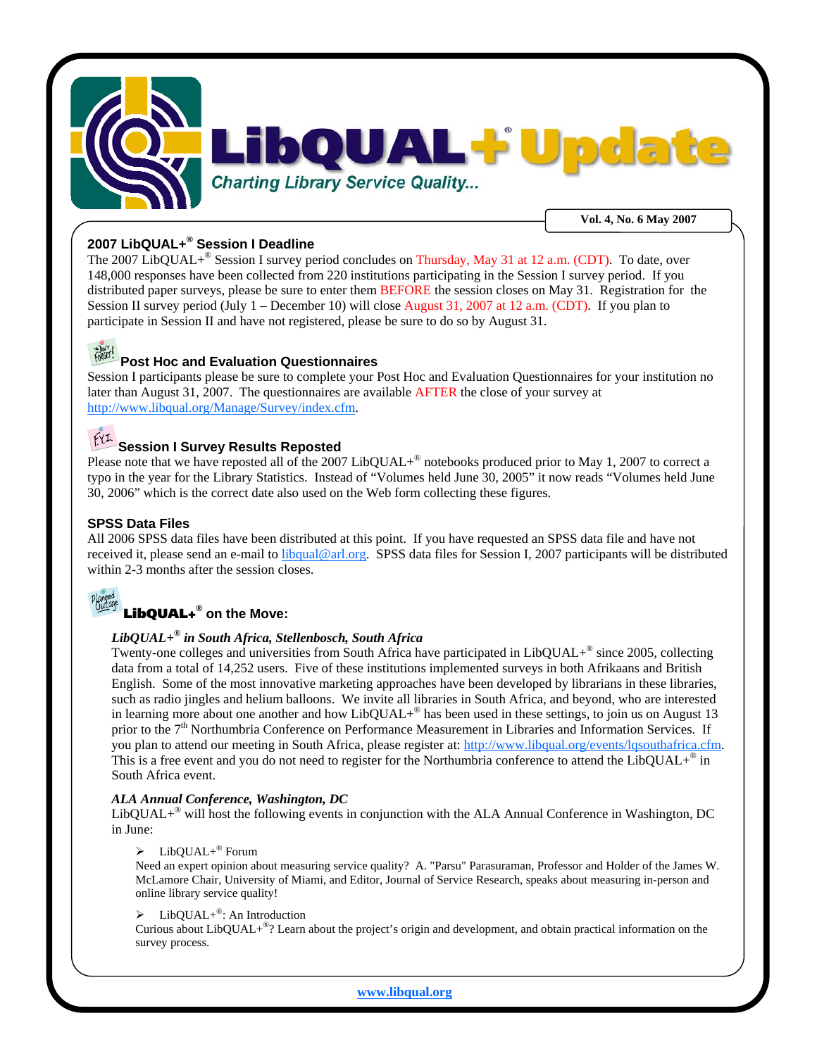# LibQUAL+® Update

*Charting Library Service Quality...*

**Vol. 4, No. 6 May 2007**

## 2007 LibQUAL+® Session I Deadline

The 2007 LibQUAL+® Session I survey period concludes on Thursday, May 31 at 12 a.m. (CDT). To date, over 148,000 responses have been collected from 220 institutions participating in the Session I survey period. If you distributed paper surveys, please be sure to enter them BEFORE the session closes on May 31. Registration for the Session II survey period (July 1 – December 10) will close August 31, 2007 at 12 a.m. (CDT). If you plan to participate in Session II and have not registered, please be sure to do so by August 31.

## Post Hoc and Evaluation Questionnaires

Session I participants please be sure to complete your Post Hoc and Evaluation Questionnaires for your institution no later than August 31, 2007. The questionnaires are available AFTER the close of your survey at http://www.libqual.org/Manage/Survey/index.cfm.

## Session I Survey Results Reposted

Please note that we have reposted all of the 2007 LibQUAL+® notebooks produced prior to May 1, 2007 to correct a typo in the year for the Library Statistics. Instead of "Volumes held June 30, 2005" it now reads "Volumes held June 30, 2006" which is the correct date also used on the Web form collecting these figures.

## SPSS Data Files

All 2006 SPSS data files have been distributed at this point. If you have requested an SPSS data file and have not received it, please send an e-mail to libqual@arl.org. SPSS data files for Session I, 2007 participants will be distributed within 2-3 months after the session closes.

## LibQUAL+® on the Move:

### *LibQUAL+® in South Africa, Stellenbosch, South Africa*

Twenty-one colleges and universities from South Africa have participated in LibQUAL+® since 2005, collecting data from a total of 14,252 users. Five of these institutions implemented surveys in both Afrikaans and British English. Some of the most innovative marketing approaches have been developed by librarians in these libraries, such as radio jingles and helium balloons. We invite all libraries in South Africa, and beyond, who are interested in learning more about one another and how LibQUAL+® has been used in these settings, to join us on August 13 prior to the 7th Northumbria Conference on Performance Measurement in Libraries and Information Services. If you plan to attend our meeting in South Africa, please register at: http://www.libqual.org/events/lqsouthafrica.cfm. This is a free event and you do not need to register for the Northumbria conference to attend the LibQUAL+® in South Africa event.

### *ALA Annual Conference, Washington, DC*

LibQUAL+® will host the following events in conjunction with the ALA Annual Conference in Washington, DC in June:

- LibQUAL+® Forum

  Need an expert opinion about measuring service quality? A. "Parsu" Parasuraman, Professor and Holder of the James W. McLamore Chair, University of Miami, and Editor, Journal of Service Research, speaks about measuring in-person and online library service quality!

- LibQUAL+®: An Introduction

  Curious about LibQUAL+®? Learn about the project's origin and development, and obtain practical information on the survey process.

www.libqual.org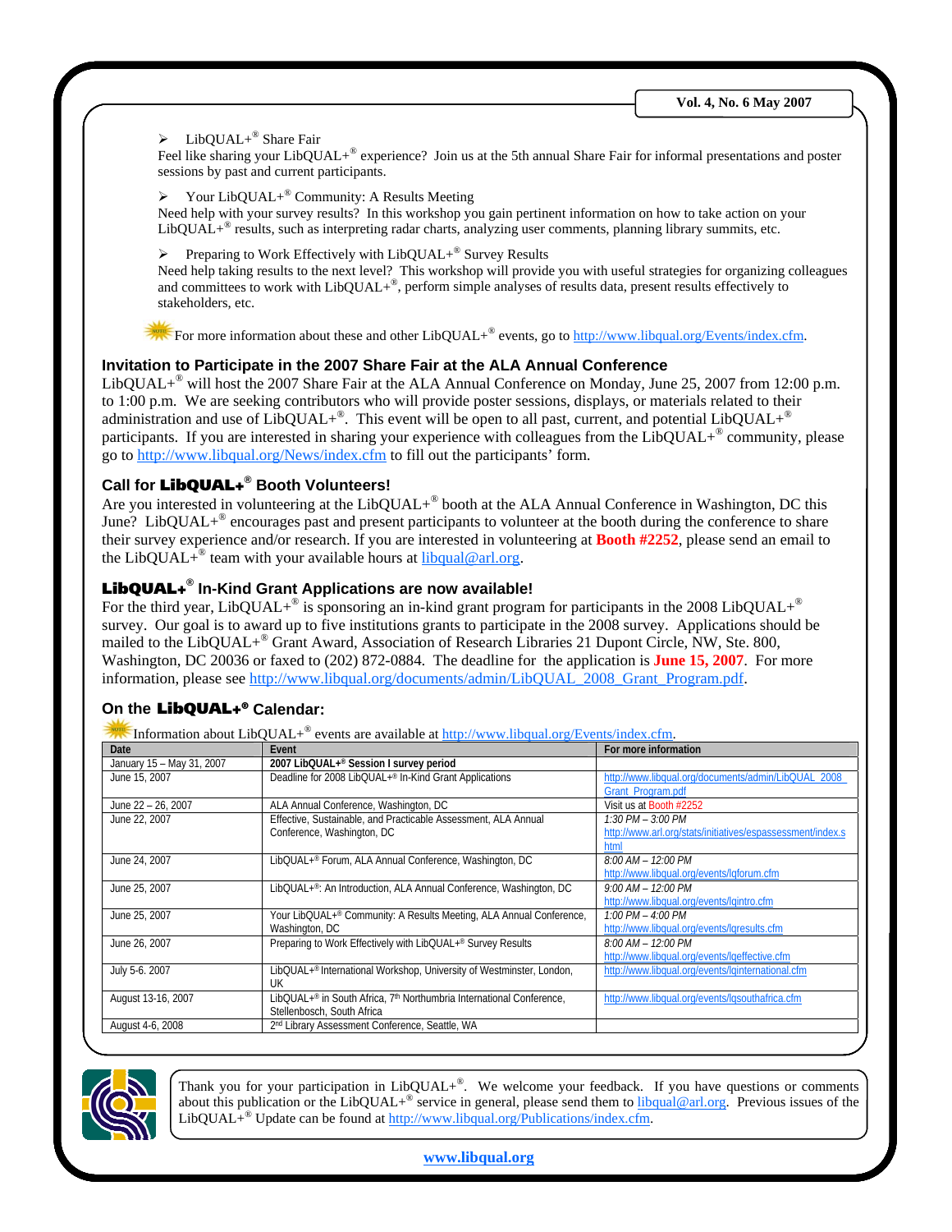- LibQUAL+® Share Fair

Feel like sharing your LibQUAL+® experience? Join us at the 5th annual Share Fair for informal presentations and poster sessions by past and current participants.

- Your LibQUAL+® Community: A Results Meeting

Need help with your survey results? In this workshop you gain pertinent information on how to take action on your LibQUAL+® results, such as interpreting radar charts, analyzing user comments, planning library summits, etc.

- Preparing to Work Effectively with LibQUAL+® Survey Results

Need help taking results to the next level? This workshop will provide you with useful strategies for organizing colleagues and committees to work with LibQUAL+®, perform simple analyses of results data, present results effectively to stakeholders, etc.

For more information about these and other LibQUAL+® events, go to http://www.libqual.org/Events/index.cfm.

## Invitation to Participate in the 2007 Share Fair at the ALA Annual Conference

LibQUAL+® will host the 2007 Share Fair at the ALA Annual Conference on Monday, June 25, 2007 from 12:00 p.m. to 1:00 p.m. We are seeking contributors who will provide poster sessions, displays, or materials related to their administration and use of LibQUAL+®. This event will be open to all past, current, and potential LibQUAL+® participants. If you are interested in sharing your experience with colleagues from the LibQUAL+® community, please go to http://www.libqual.org/News/index.cfm to fill out the participants' form.

## Call for LibQUAL+® Booth Volunteers!

Are you interested in volunteering at the LibQUAL+® booth at the ALA Annual Conference in Washington, DC this June? LibQUAL+® encourages past and present participants to volunteer at the booth during the conference to share their survey experience and/or research. If you are interested in volunteering at **Booth #2252**, please send an email to the LibQUAL+® team with your available hours at libqual@arl.org.

## LibQUAL+® In-Kind Grant Applications are now available!

For the third year, LibQUAL+® is sponsoring an in-kind grant program for participants in the 2008 LibQUAL+® survey. Our goal is to award up to five institutions grants to participate in the 2008 survey. Applications should be mailed to the LibQUAL+® Grant Award, Association of Research Libraries 21 Dupont Circle, NW, Ste. 800, Washington, DC 20036 or faxed to (202) 872-0884. The deadline for the application is **June 15, 2007**. For more information, please see http://www.libqual.org/documents/admin/LibQUAL_2008_Grant_Program.pdf.

## On the LibQUAL+® Calendar:

Information about LibQUAL+® events are available at http://www.libqual.org/Events/index.cfm.

| Date | Event | For more information |
|---|---|---|
| January 15 – May 31, 2007 | **2007 LibQUAL+® Session I survey period** | |
| June 15, 2007 | Deadline for 2008 LibQUAL+® In-Kind Grant Applications | http://www.libqual.org/documents/admin/LibQUAL_2008_Grant_Program.pdf |
| June 22 – 26, 2007 | ALA Annual Conference, Washington, DC | Visit us at Booth #2252 |
| June 22, 2007 | Effective, Sustainable, and Practicable Assessment, ALA Annual Conference, Washington, DC | *1:30 PM – 3:00 PM* http://www.arl.org/stats/initiatives/espassessment/index.shtml |
| June 24, 2007 | LibQUAL+® Forum, ALA Annual Conference, Washington, DC | *8:00 AM – 12:00 PM* http://www.libqual.org/events/lqforum.cfm |
| June 25, 2007 | LibQUAL+®: An Introduction, ALA Annual Conference, Washington, DC | *9:00 AM – 12:00 PM* http://www.libqual.org/events/lqintro.cfm |
| June 25, 2007 | Your LibQUAL+® Community: A Results Meeting, ALA Annual Conference, Washington, DC | *1:00 PM – 4:00 PM* http://www.libqual.org/events/lqresults.cfm |
| June 26, 2007 | Preparing to Work Effectively with LibQUAL+® Survey Results | *8:00 AM – 12:00 PM* http://www.libqual.org/events/lqeffective.cfm |
| July 5-6. 2007 | LibQUAL+® International Workshop, University of Westminster, London, UK | http://www.libqual.org/events/lqinternational.cfm |
| August 13-16, 2007 | LibQUAL+® in South Africa, 7th Northumbria International Conference, Stellenbosch, South Africa | http://www.libqual.org/events/lqsouthafrica.cfm |
| August 4-6, 2008 | 2nd Library Assessment Conference, Seattle, WA | |

Thank you for your participation in LibQUAL+®. We welcome your feedback. If you have questions or comments about this publication or the LibQUAL+® service in general, please send them to libqual@arl.org. Previous issues of the LibQUAL+® Update can be found at http://www.libqual.org/Publications/index.cfm.

**www.libqual.org**